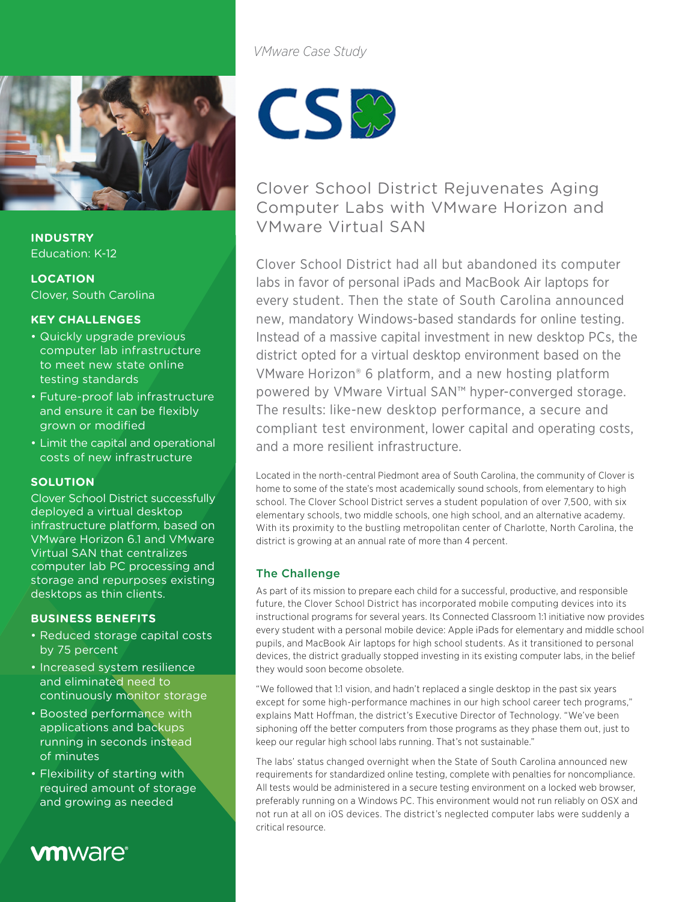*VMware Case Study*

# Clover School District Rejuvenates Aging Computer Labs with VMware Horizon and VMware Virtual SAN

Clover School District had all but abandoned its computer labs in favor of personal iPads and MacBook Air laptops for every student. Then the state of South Carolina announced new, mandatory Windows-based standards for online testing. Instead of a massive capital investment in new desktop PCs, the district opted for a virtual desktop environment based on the VMware Horizon® 6 platform, and a new hosting platform powered by VMware Virtual SAN™ hyper-converged storage. The results: like-new desktop performance, a secure and compliant test environment, lower capital and operating costs, and a more resilient infrastructure.

**INDUSTRY**
Education: K-12

**LOCATION**
Clover, South Carolina

**KEY CHALLENGES**

- Quickly upgrade previous computer lab infrastructure to meet new state online testing standards
- Future-proof lab infrastructure and ensure it can be flexibly grown or modified
- Limit the capital and operational costs of new infrastructure

**SOLUTION**

Clover School District successfully deployed a virtual desktop infrastructure platform, based on VMware Horizon 6.1 and VMware Virtual SAN that centralizes computer lab PC processing and storage and repurposes existing desktops as thin clients.

**BUSINESS BENEFITS**

- Reduced storage capital costs by 75 percent
- Increased system resilience and eliminated need to continuously monitor storage
- Boosted performance with applications and backups running in seconds instead of minutes
- Flexibility of starting with required amount of storage and growing as needed

Located in the north-central Piedmont area of South Carolina, the community of Clover is home to some of the state's most academically sound schools, from elementary to high school. The Clover School District serves a student population of over 7,500, with six elementary schools, two middle schools, one high school, and an alternative academy. With its proximity to the bustling metropolitan center of Charlotte, North Carolina, the district is growing at an annual rate of more than 4 percent.

## The Challenge

As part of its mission to prepare each child for a successful, productive, and responsible future, the Clover School District has incorporated mobile computing devices into its instructional programs for several years. Its Connected Classroom 1:1 initiative now provides every student with a personal mobile device: Apple iPads for elementary and middle school pupils, and MacBook Air laptops for high school students. As it transitioned to personal devices, the district gradually stopped investing in its existing computer labs, in the belief they would soon become obsolete.

"We followed that 1:1 vision, and hadn't replaced a single desktop in the past six years except for some high-performance machines in our high school career tech programs," explains Matt Hoffman, the district's Executive Director of Technology. "We've been siphoning off the better computers from those programs as they phase them out, just to keep our regular high school labs running. That's not sustainable."

The labs' status changed overnight when the State of South Carolina announced new requirements for standardized online testing, complete with penalties for noncompliance. All tests would be administered in a secure testing environment on a locked web browser, preferably running on a Windows PC. This environment would not run reliably on OSX and not run at all on iOS devices. The district's neglected computer labs were suddenly a critical resource.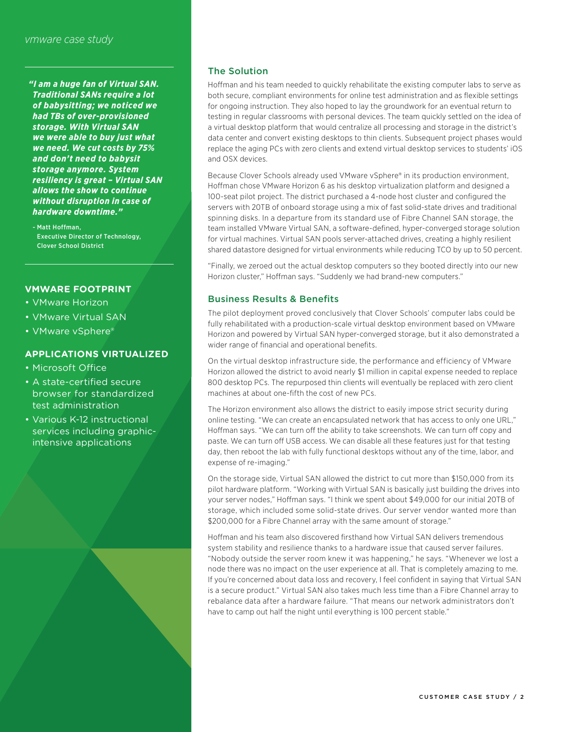*"I am a huge fan of Virtual SAN. Traditional SANs require a lot of babysitting; we noticed we had TBs of over-provisioned storage. With Virtual SAN we were able to buy just what we need. We cut costs by 75% and don't need to babysit storage anymore. System resiliency is great – Virtual SAN allows the show to continue without disruption in case of hardware downtime."*

– Matt Hoffman,
Executive Director of Technology,
Clover School District

### VMWARE FOOTPRINT

- VMware Horizon
- VMware Virtual SAN
- VMware vSphere®

### APPLICATIONS VIRTUALIZED

- Microsoft Office
- A state-certified secure browser for standardized test administration
- Various K-12 instructional services including graphic-intensive applications

## The Solution

Hoffman and his team needed to quickly rehabilitate the existing computer labs to serve as both secure, compliant environments for online test administration and as flexible settings for ongoing instruction. They also hoped to lay the groundwork for an eventual return to testing in regular classrooms with personal devices. The team quickly settled on the idea of a virtual desktop platform that would centralize all processing and storage in the district's data center and convert existing desktops to thin clients. Subsequent project phases would replace the aging PCs with zero clients and extend virtual desktop services to students' iOS and OSX devices.

Because Clover Schools already used VMware vSphere® in its production environment, Hoffman chose VMware Horizon 6 as his desktop virtualization platform and designed a 100-seat pilot project. The district purchased a 4-node host cluster and configured the servers with 20TB of onboard storage using a mix of fast solid-state drives and traditional spinning disks. In a departure from its standard use of Fibre Channel SAN storage, the team installed VMware Virtual SAN, a software-defined, hyper-converged storage solution for virtual machines. Virtual SAN pools server-attached drives, creating a highly resilient shared datastore designed for virtual environments while reducing TCO by up to 50 percent.

"Finally, we zeroed out the actual desktop computers so they booted directly into our new Horizon cluster," Hoffman says. "Suddenly we had brand-new computers."

## Business Results & Benefits

The pilot deployment proved conclusively that Clover Schools' computer labs could be fully rehabilitated with a production-scale virtual desktop environment based on VMware Horizon and powered by Virtual SAN hyper-converged storage, but it also demonstrated a wider range of financial and operational benefits.

On the virtual desktop infrastructure side, the performance and efficiency of VMware Horizon allowed the district to avoid nearly $1 million in capital expense needed to replace 800 desktop PCs. The repurposed thin clients will eventually be replaced with zero client machines at about one-fifth the cost of new PCs.

The Horizon environment also allows the district to easily impose strict security during online testing. "We can create an encapsulated network that has access to only one URL," Hoffman says. "We can turn off the ability to take screenshots. We can turn off copy and paste. We can turn off USB access. We can disable all these features just for that testing day, then reboot the lab with fully functional desktops without any of the time, labor, and expense of re-imaging."

On the storage side, Virtual SAN allowed the district to cut more than $150,000 from its pilot hardware platform. "Working with Virtual SAN is basically just building the drives into your server nodes," Hoffman says. "I think we spent about $49,000 for our initial 20TB of storage, which included some solid-state drives. Our server vendor wanted more than $200,000 for a Fibre Channel array with the same amount of storage."

Hoffman and his team also discovered firsthand how Virtual SAN delivers tremendous system stability and resilience thanks to a hardware issue that caused server failures. "Nobody outside the server room knew it was happening," he says. "Whenever we lost a node there was no impact on the user experience at all. That is completely amazing to me. If you're concerned about data loss and recovery, I feel confident in saying that Virtual SAN is a secure product." Virtual SAN also takes much less time than a Fibre Channel array to rebalance data after a hardware failure. "That means our network administrators don't have to camp out half the night until everything is 100 percent stable."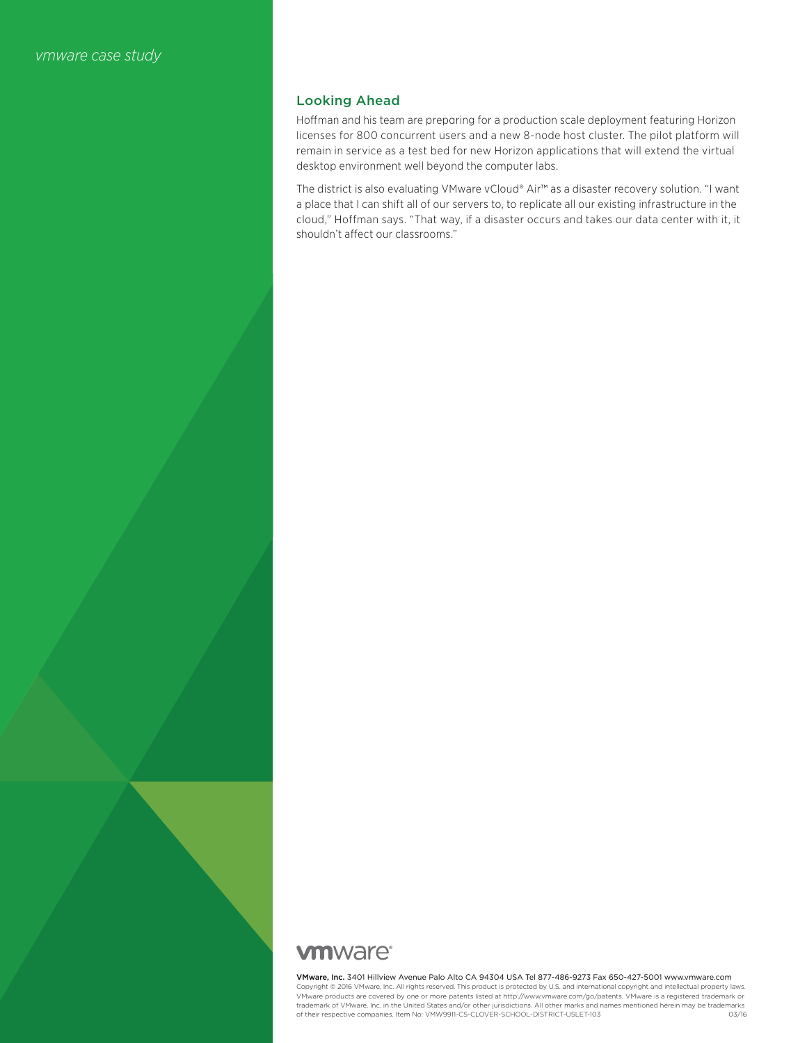## Looking Ahead

Hoffman and his team are preparing for a production scale deployment featuring Horizon licenses for 800 concurrent users and a new 8-node host cluster. The pilot platform will remain in service as a test bed for new Horizon applications that will extend the virtual desktop environment well beyond the computer labs.

The district is also evaluating VMware vCloud® Air™ as a disaster recovery solution. "I want a place that I can shift all of our servers to, to replicate all our existing infrastructure in the cloud," Hoffman says. "That way, if a disaster occurs and takes our data center with it, it shouldn't affect our classrooms."

**VMware, Inc.** 3401 Hillview Avenue Palo Alto CA 94304 USA Tel 877-486-9273 Fax 650-427-5001 www.vmware.com
Copyright © 2016 VMware, Inc. All rights reserved. This product is protected by U.S. and international copyright and intellectual property laws. VMware products are covered by one or more patents listed at http://www.vmware.com/go/patents. VMware is a registered trademark or trademark of VMware, Inc. in the United States and/or other jurisdictions. All other marks and names mentioned herein may be trademarks of their respective companies. Item No: VMW9911-CS-CLOVER-SCHOOL-DISTRICT-USLET-103 03/16